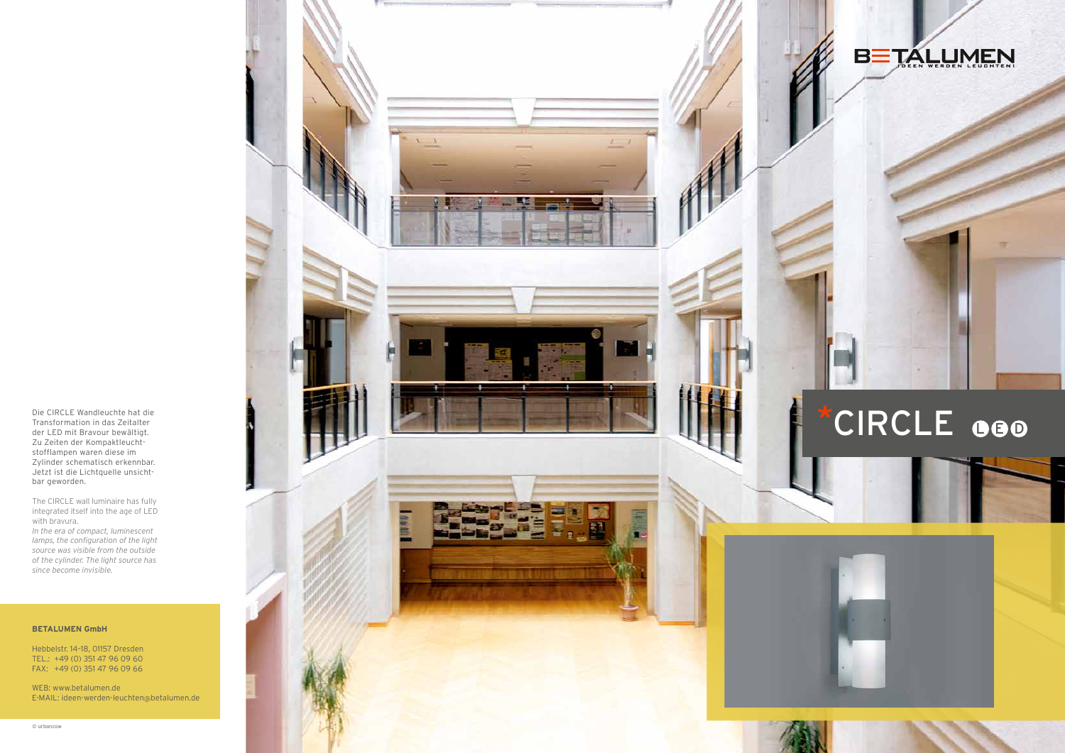# *CIRCLE LED

Die CIRCLE Wandleuchte hat die Transformation in das Zeitalter der LED mit Bravour bewältigt. Zu Zeiten der Kompaktleuchtstofflampen waren diese im Zylinder schematisch erkennbar. Jetzt ist die Lichtquelle unsichtbar geworden.

The CIRCLE wall luminaire has fully integrated itself into the age of LED with bravura.
*In the era of compact, luminescent lamps, the configuration of the light source was visible from the outside of the cylinder. The light source has since become invisible.*

**BETALUMEN GmbH**

Hebbelstr. 14-18, 01157 Dresden
TEL.: +49 (0) 351 47 96 09 60
FAX: +49 (0) 351 47 96 09 66

WEB: www.betalumen.de
E-MAIL: ideen-werden-leuchten@betalumen.de

© urbancow

BETALUMEN
IDEEN WERDEN LEUCHTEN!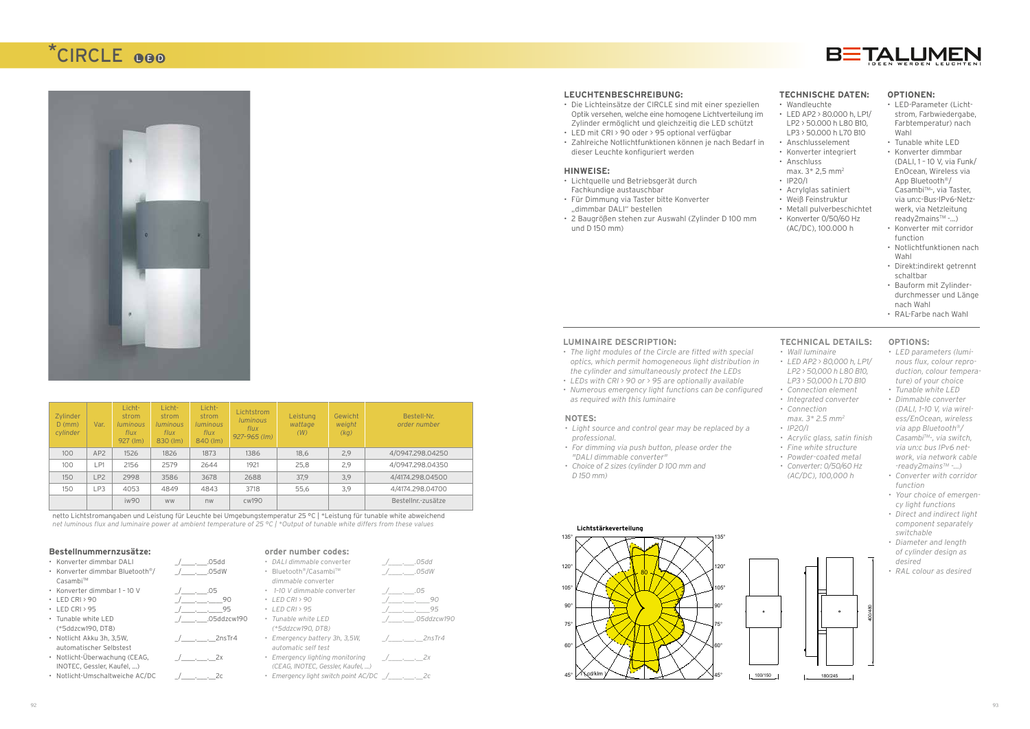# *CIRCLE LED

BETALUMEN
IDEEN WERDEN LEUCHTEN!

| Zylinder D (mm) *cylinder* | Var. | Licht-strom *luminous flux* 927 (lm) | Licht-strom *luminous flux* 830 (lm) | Licht-strom *luminous flux* 840 (lm) | Lichtstrom *luminous flux* 927-965 (lm) | Leistung *wattage* (W) | Gewicht *weight* (kg) | Bestell-Nr. *order number* |
|---|---|---|---|---|---|---|---|---|
| 100 | AP2 | 1526 | 1826 | 1873 | 1386 | 18,6 | 2,9 | 4/0947.298.04250 |
| 100 | LP1 | 2156 | 2579 | 2644 | 1921 | 25,8 | 2,9 | 4/0947.298.04350 |
| 150 | LP2 | 2998 | 3586 | 3678 | 2688 | 37,9 | 3,9 | 4/4174.298.04500 |
| 150 | LP3 | 4053 | 4849 | 4843 | 3718 | 55,6 | 3,9 | 4/4174.298.04700 |
| | | iw90 | ww | nw | cw190 | | | Bestellnr.-zusätze |

netto Lichtstromangaben und Leistung für Leuchte bei Umgebungstemperatur 25 °C | *Leistung für tunable white abweichend
*net luminous flux and luminaire power at ambient temperature of 25 °C | *Output of tunable white differs from these values*

### Bestellnummernzusätze:

- Konverter dimmbar DALI _/____.___.05dd
- Konverter dimmbar Bluetooth®/ Casambi™ _/____.___.05dW
- Konverter dimmbar 1 – 10 V _/____.___.05
- LED CRI > 90 _/____.___.____90
- LED CRI > 95 _/____.___.____95
- Tunable white LED (*5ddzcw190, DT8) _/____.___.05ddzcw190
- Notlicht Akku 3h, 3,5W, automatischer Selbstest _/____.___._2nsTr4
- Notlicht-Überwachung (CEAG, INOTEC, Gessler, Kaufel, ...) _/____.___._2x
- Notlicht-Umschaltweiche AC/DC _/____.___._2c

### order number codes:

- *DALI dimmable converter* _/____.___.05dd
- *Bluetooth®/Casambi™ dimmable converter* _/____.___.05dW
- *1-10 V dimmable converter* _/____.___.05
- *LED CRI > 90* _/____.___.____90
- *LED CRI > 95* _/____.___.____95
- *Tunable white LED (*5ddzcw190, DT8)* _/____.___.05ddzcw190
- *Emergency battery 3h, 3,5W, automatic self test* _/____.___._2nsTr4
- *Emergency lighting monitoring (CEAG, INOTEC, Gessler, Kaufel, ...)* _/____.___._2x
- *Emergency light switch point AC/DC* _/____.___._2c

### LEUCHTENBESCHREIBUNG:

- Die Lichteinsätze der CIRCLE sind mit einer speziellen Optik versehen, welche eine homogene Lichtverteilung im Zylinder ermöglicht und gleichzeitig die LED schützt
- LED mit CRI > 90 oder > 95 optional verfügbar
- Zahlreiche Notlichtfunktionen können je nach Bedarf in dieser Leuchte konfiguriert werden

### HINWEISE:

- Lichtquelle und Betriebsgerät durch Fachkundige austauschbar
- Für Dimmung via Taster bitte Konverter „dimmbar DALI" bestellen
- 2 Baugrößen stehen zur Auswahl (Zylinder D 100 mm und D 150 mm)

### TECHNISCHE DATEN:

- Wandleuchte
- LED AP2 > 80.000 h, LP1/ LP2 > 50.000 h L80 B10, LP3 > 50.000 h L70 B10
- Anschlusselement
- Konverter integriert
- Anschluss max. 3* 2,5 mm²
- IP20/I
- Acrylglas satiniert
- Weiß Feinstruktur
- Metall pulverbeschichtet
- Konverter 0/50/60 Hz (AC/DC), 100.000 h

### OPTIONEN:

- LED-Parameter (Lichtstrom, Farbwiedergabe, Farbtemperatur) nach Wahl
- Tunable white LED
- Konverter dimmbar (DALI, 1 – 10 V, via Funk/ EnOcean, Wireless via App Bluetooth®/ Casambi™-, via Taster, via un:c-Bus-IPv6-Netzwerk, via Netzleitung ready2mains™ -...)
- Konverter mit corridor function
- Notlichtfunktionen nach Wahl
- Direkt:indirekt getrennt schaltbar
- Bauform mit Zylinderdurchmesser und Länge nach Wahl
- RAL-Farbe nach Wahl

### LUMINAIRE DESCRIPTION:

- *The light modules of the Circle are fitted with special optics, which permit homogeneous light distribution in the cylinder and simultaneously protect the LEDs*
- *LEDs with CRI > 90 or > 95 are optionally available*
- *Numerous emergency light functions can be configured as required with this luminaire*

### NOTES:

- *Light source and control gear may be replaced by a professional.*
- *For dimming via push button, please order the "DALI dimmable converter"*
- *Choice of 2 sizes (cylinder D 100 mm and D 150 mm)*

### TECHNICAL DETAILS:

- *Wall luminaire*
- *LED AP2 > 80,000 h, LP1/ LP2 > 50,000 h L80 B10, LP3 > 50,000 h L70 B10*
- *Connection element*
- *Integrated converter*
- *Connection max. 3* 2.5 mm²*
- *IP20/I*
- *Acrylic glass, satin finish*
- *Fine white structure*
- *Powder-coated metal*
- *Converter: 0/50/60 Hz (AC/DC), 100,000 h*

### OPTIONS:

- *LED parameters (luminous flux, colour reproduction, colour temperature) of your choice*
- *Tunable white LED*
- *Dimmable converter (DALI, 1–10 V, via wireless/EnOcean, wireless via app Bluetooth®/ Casambi™-, via switch, via un:c bus IPv6 network, via network cable -ready2mains™ -...)*
- *Converter with corridor function*
- *Your choice of emergency light functions*
- *Direct and indirect light component separately switchable*
- *Diameter and length of cylinder design as desired*
- *RAL colour as desired*

Lichtstärkeverteilung

135° 135°
120° 80 120°
105° 105°
90° 90°
75° 75°
60° 60°
45° 1 cd/klm 45°

100/150
180/245
400/480